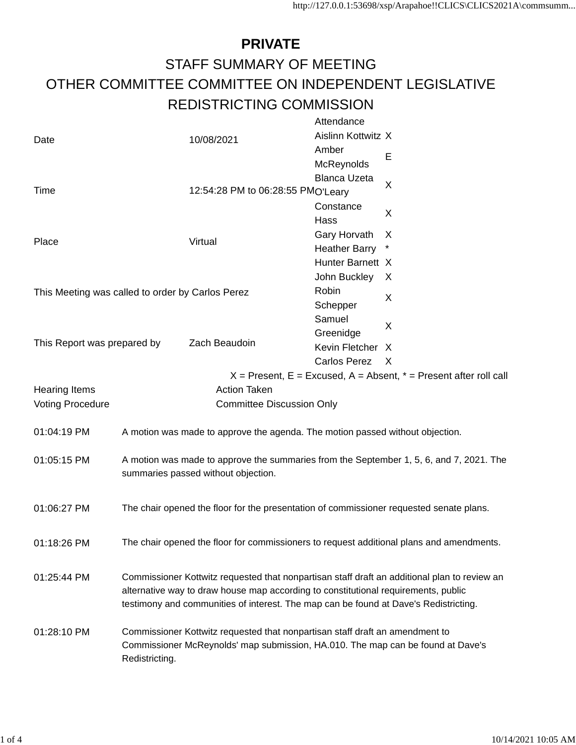**PRIVATE**

# STAFF SUMMARY OF MEETING

## OTHER COMMITTEE COMMITTEE ON INDEPENDENT LEGISLATIVE REDISTRICTING COMMISSION

| | |
|---|---|
| Date | 10/08/2021 |
| Time | 12:54:28 PM to 06:28:55 PM |
| Place | Virtual |
| This Meeting was called to order by Carlos Perez | |
| This Report was prepared by | Zach Beaudoin |

| Attendance | |
|---|---|
| Aislinn Kottwitz | X |
| Amber McReynolds | E |
| Blanca Uzeta O'Leary | X |
| Constance Hass | X |
| Gary Horvath | X |
| Heather Barry | * |
| Hunter Barnett | X |
| John Buckley | X |
| Robin Schepper | X |
| Samuel Greenidge | X |
| Kevin Fletcher | X |
| Carlos Perez | X |

X = Present, E = Excused, A = Absent, * = Present after roll call

| Hearing Items | Action Taken |
|---|---|
| Voting Procedure | Committee Discussion Only |

01:04:19 PM — A motion was made to approve the agenda. The motion passed without objection.

01:05:15 PM — A motion was made to approve the summaries from the September 1, 5, 6, and 7, 2021. The summaries passed without objection.

01:06:27 PM — The chair opened the floor for the presentation of commissioner requested senate plans.

01:18:26 PM — The chair opened the floor for commissioners to request additional plans and amendments.

01:25:44 PM — Commissioner Kottwitz requested that nonpartisan staff draft an additional plan to review an alternative way to draw house map according to constitutional requirements, public testimony and communities of interest. The map can be found at Dave's Redistricting.

01:28:10 PM — Commissioner Kottwitz requested that nonpartisan staff draft an amendment to Commissioner McReynolds' map submission, HA.010. The map can be found at Dave's Redistricting.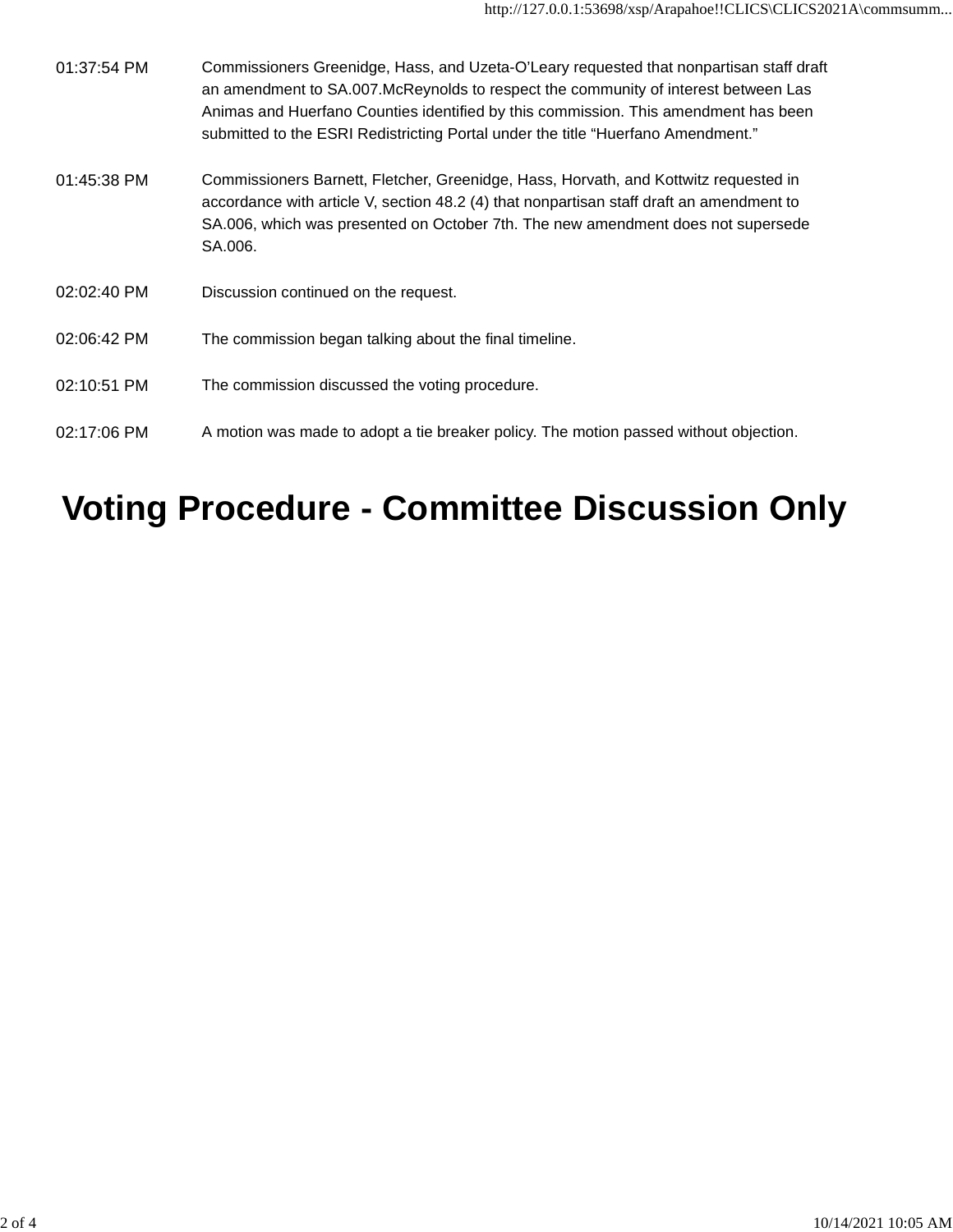| | |
|---|---|
| 01:37:54 PM | Commissioners Greenidge, Hass, and Uzeta-O'Leary requested that nonpartisan staff draft an amendment to SA.007.McReynolds to respect the community of interest between Las Animas and Huerfano Counties identified by this commission. This amendment has been submitted to the ESRI Redistricting Portal under the title "Huerfano Amendment." |
| 01:45:38 PM | Commissioners Barnett, Fletcher, Greenidge, Hass, Horvath, and Kottwitz requested in accordance with article V, section 48.2 (4) that nonpartisan staff draft an amendment to SA.006, which was presented on October 7th. The new amendment does not supersede SA.006. |
| 02:02:40 PM | Discussion continued on the request. |
| 02:06:42 PM | The commission began talking about the final timeline. |
| 02:10:51 PM | The commission discussed the voting procedure. |
| 02:17:06 PM | A motion was made to adopt a tie breaker policy. The motion passed without objection. |

# Voting Procedure - Committee Discussion Only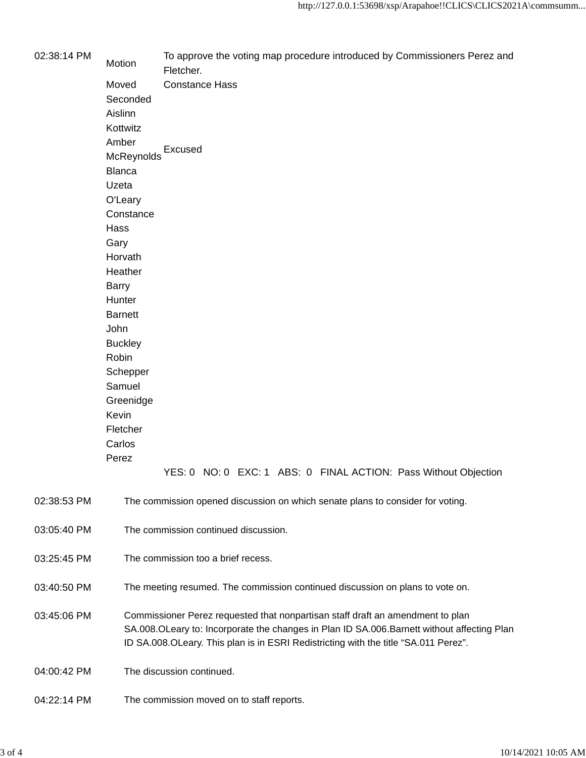| Time | | |
|---|---|---|
| 02:38:14 PM | Motion | To approve the voting map procedure introduced by Commissioners Perez and Fletcher. |
| | Moved | Constance Hass |
| | Seconded | |
| | Aislinn Kottwitz | |
| | Amber McReynolds | Excused |
| | Blanca Uzeta O'Leary | |
| | Constance Hass | |
| | Gary Horvath | |
| | Heather Barry | |
| | Hunter Barnett | |
| | John Buckley | |
| | Robin Schepper | |
| | Samuel Greenidge | |
| | Kevin Fletcher | |
| | Carlos Perez | |
| | | YES: 0 NO: 0 EXC: 1 ABS: 0 FINAL ACTION: Pass Without Objection |

02:38:53 PM The commission opened discussion on which senate plans to consider for voting.

03:05:40 PM The commission continued discussion.

03:25:45 PM The commission too a brief recess.

03:40:50 PM The meeting resumed. The commission continued discussion on plans to vote on.

03:45:06 PM Commissioner Perez requested that nonpartisan staff draft an amendment to plan SA.008.OLeary to: Incorporate the changes in Plan ID SA.006.Barnett without affecting Plan ID SA.008.OLeary. This plan is in ESRI Redistricting with the title “SA.011 Perez”.

04:00:42 PM The discussion continued.

04:22:14 PM The commission moved on to staff reports.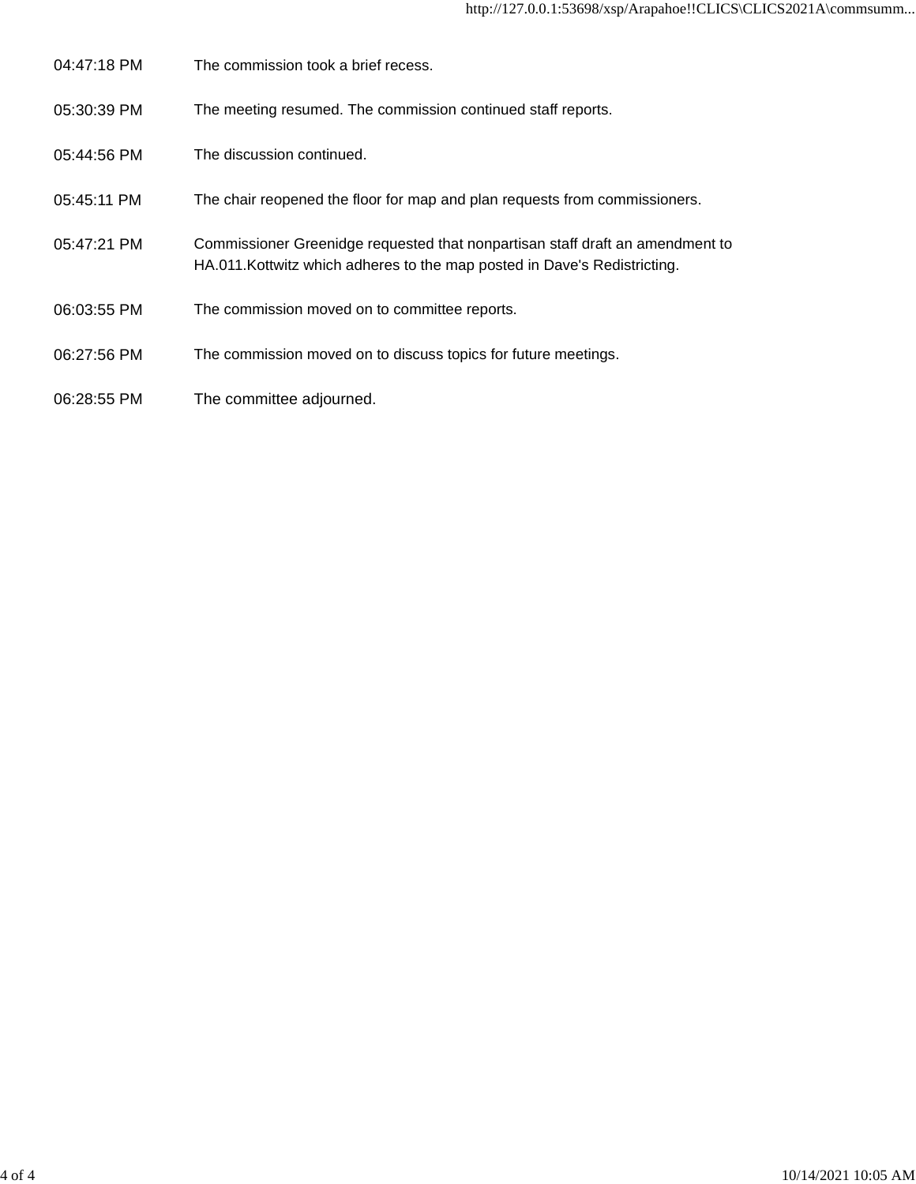| | |
|---|---|
| 04:47:18 PM | The commission took a brief recess. |
| 05:30:39 PM | The meeting resumed. The commission continued staff reports. |
| 05:44:56 PM | The discussion continued. |
| 05:45:11 PM | The chair reopened the floor for map and plan requests from commissioners. |
| 05:47:21 PM | Commissioner Greenidge requested that nonpartisan staff draft an amendment to HA.011.Kottwitz which adheres to the map posted in Dave's Redistricting. |
| 06:03:55 PM | The commission moved on to committee reports. |
| 06:27:56 PM | The commission moved on to discuss topics for future meetings. |
| 06:28:55 PM | The committee adjourned. |